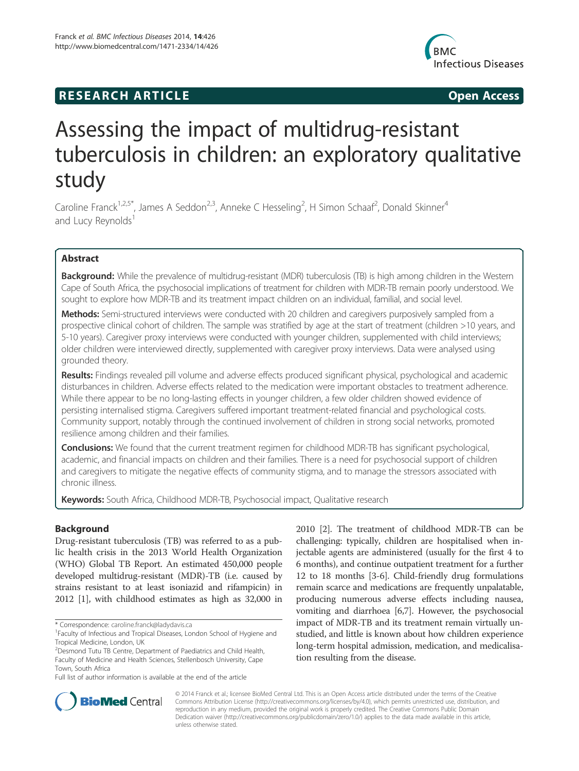**RESEARCH ARTICLE** **Open Access**

# Assessing the impact of multidrug-resistant tuberculosis in children: an exploratory qualitative study

Caroline Franck[1,2,5*], James A Seddon[2,3], Anneke C Hesseling[2], H Simon Schaaf[2], Donald Skinner[4] and Lucy Reynolds[1]

## Abstract

**Background:** While the prevalence of multidrug-resistant (MDR) tuberculosis (TB) is high among children in the Western Cape of South Africa, the psychosocial implications of treatment for children with MDR-TB remain poorly understood. We sought to explore how MDR-TB and its treatment impact children on an individual, familial, and social level.

**Methods:** Semi-structured interviews were conducted with 20 children and caregivers purposively sampled from a prospective clinical cohort of children. The sample was stratified by age at the start of treatment (children >10 years, and 5-10 years). Caregiver proxy interviews were conducted with younger children, supplemented with child interviews; older children were interviewed directly, supplemented with caregiver proxy interviews. Data were analysed using grounded theory.

**Results:** Findings revealed pill volume and adverse effects produced significant physical, psychological and academic disturbances in children. Adverse effects related to the medication were important obstacles to treatment adherence. While there appear to be no long-lasting effects in younger children, a few older children showed evidence of persisting internalised stigma. Caregivers suffered important treatment-related financial and psychological costs. Community support, notably through the continued involvement of children in strong social networks, promoted resilience among children and their families.

**Conclusions:** We found that the current treatment regimen for childhood MDR-TB has significant psychological, academic, and financial impacts on children and their families. There is a need for psychosocial support of children and caregivers to mitigate the negative effects of community stigma, and to manage the stressors associated with chronic illness.

**Keywords:** South Africa, Childhood MDR-TB, Psychosocial impact, Qualitative research

## Background

Drug-resistant tuberculosis (TB) was referred to as a public health crisis in the 2013 World Health Organization (WHO) Global TB Report. An estimated 450,000 people developed multidrug-resistant (MDR)-TB (i.e. caused by strains resistant to at least isoniazid and rifampicin) in 2012 [1], with childhood estimates as high as 32,000 in 2010 [2]. The treatment of childhood MDR-TB can be challenging: typically, children are hospitalised when injectable agents are administered (usually for the first 4 to 6 months), and continue outpatient treatment for a further 12 to 18 months [3-6]. Child-friendly drug formulations remain scarce and medications are frequently unpalatable, producing numerous adverse effects including nausea, vomiting and diarrhoea [6,7]. However, the psychosocial impact of MDR-TB and its treatment remain virtually unstudied, and little is known about how children experience long-term hospital admission, medication, and medicalisation resulting from the disease.

\* Correspondence: caroline.franck@ladydavis.ca
[1]Faculty of Infectious and Tropical Diseases, London School of Hygiene and Tropical Medicine, London, UK
[2]Desmond Tutu TB Centre, Department of Paediatrics and Child Health, Faculty of Medicine and Health Sciences, Stellenbosch University, Cape Town, South Africa
Full list of author information is available at the end of the article

© 2014 Franck et al.; licensee BioMed Central Ltd. This is an Open Access article distributed under the terms of the Creative Commons Attribution License (http://creativecommons.org/licenses/by/4.0), which permits unrestricted use, distribution, and reproduction in any medium, provided the original work is properly credited. The Creative Commons Public Domain Dedication waiver (http://creativecommons.org/publicdomain/zero/1.0/) applies to the data made available in this article, unless otherwise stated.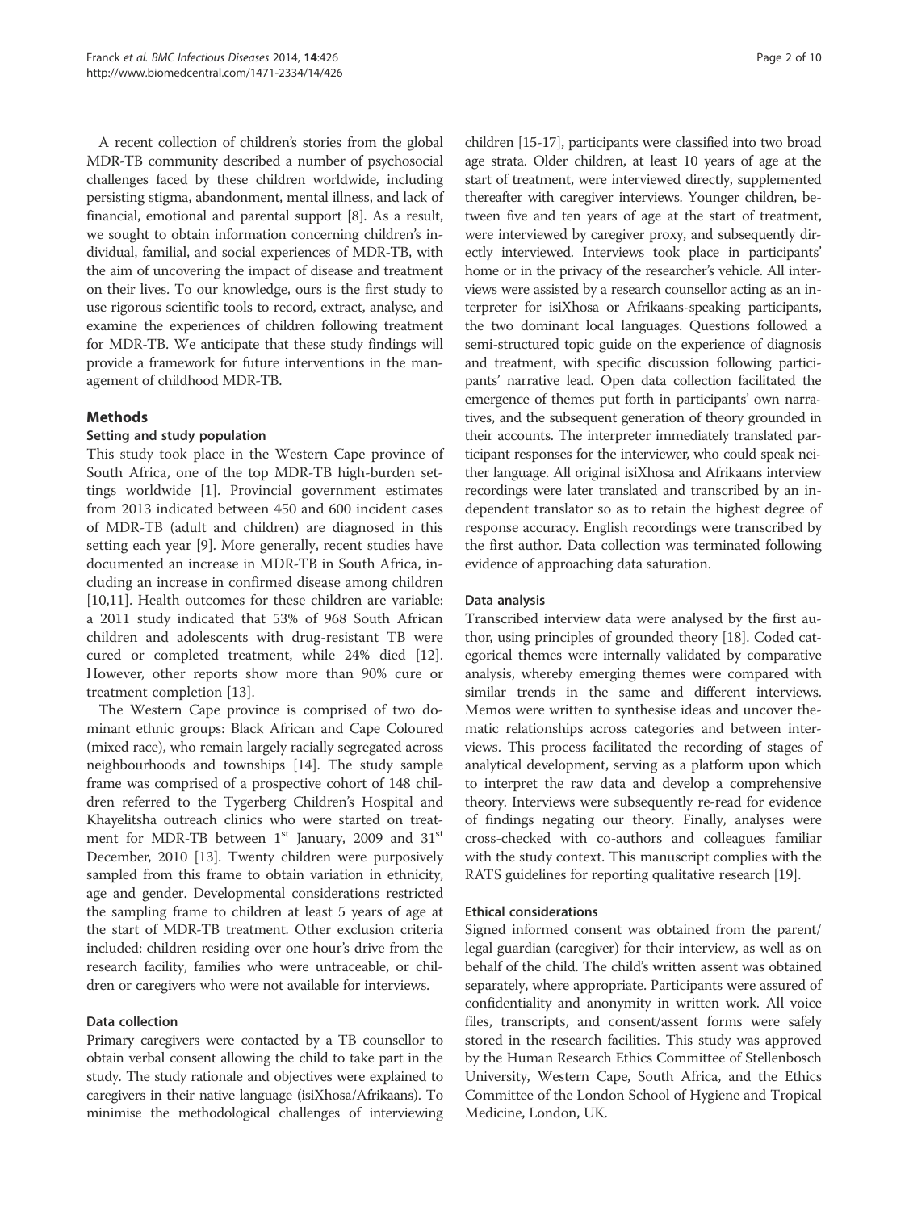A recent collection of children's stories from the global MDR-TB community described a number of psychosocial challenges faced by these children worldwide, including persisting stigma, abandonment, mental illness, and lack of financial, emotional and parental support [8]. As a result, we sought to obtain information concerning children's individual, familial, and social experiences of MDR-TB, with the aim of uncovering the impact of disease and treatment on their lives. To our knowledge, ours is the first study to use rigorous scientific tools to record, extract, analyse, and examine the experiences of children following treatment for MDR-TB. We anticipate that these study findings will provide a framework for future interventions in the management of childhood MDR-TB.

## Methods

### Setting and study population

This study took place in the Western Cape province of South Africa, one of the top MDR-TB high-burden settings worldwide [1]. Provincial government estimates from 2013 indicated between 450 and 600 incident cases of MDR-TB (adult and children) are diagnosed in this setting each year [9]. More generally, recent studies have documented an increase in MDR-TB in South Africa, including an increase in confirmed disease among children [10,11]. Health outcomes for these children are variable: a 2011 study indicated that 53% of 968 South African children and adolescents with drug-resistant TB were cured or completed treatment, while 24% died [12]. However, other reports show more than 90% cure or treatment completion [13].

The Western Cape province is comprised of two dominant ethnic groups: Black African and Cape Coloured (mixed race), who remain largely racially segregated across neighbourhoods and townships [14]. The study sample frame was comprised of a prospective cohort of 148 children referred to the Tygerberg Children's Hospital and Khayelitsha outreach clinics who were started on treatment for MDR-TB between 1st January, 2009 and 31st December, 2010 [13]. Twenty children were purposively sampled from this frame to obtain variation in ethnicity, age and gender. Developmental considerations restricted the sampling frame to children at least 5 years of age at the start of MDR-TB treatment. Other exclusion criteria included: children residing over one hour's drive from the research facility, families who were untraceable, or children or caregivers who were not available for interviews.

### Data collection

Primary caregivers were contacted by a TB counsellor to obtain verbal consent allowing the child to take part in the study. The study rationale and objectives were explained to caregivers in their native language (isiXhosa/Afrikaans). To minimise the methodological challenges of interviewing children [15-17], participants were classified into two broad age strata. Older children, at least 10 years of age at the start of treatment, were interviewed directly, supplemented thereafter with caregiver interviews. Younger children, between five and ten years of age at the start of treatment, were interviewed by caregiver proxy, and subsequently directly interviewed. Interviews took place in participants' home or in the privacy of the researcher's vehicle. All interviews were assisted by a research counsellor acting as an interpreter for isiXhosa or Afrikaans-speaking participants, the two dominant local languages. Questions followed a semi-structured topic guide on the experience of diagnosis and treatment, with specific discussion following participants' narrative lead. Open data collection facilitated the emergence of themes put forth in participants' own narratives, and the subsequent generation of theory grounded in their accounts. The interpreter immediately translated participant responses for the interviewer, who could speak neither language. All original isiXhosa and Afrikaans interview recordings were later translated and transcribed by an independent translator so as to retain the highest degree of response accuracy. English recordings were transcribed by the first author. Data collection was terminated following evidence of approaching data saturation.

### Data analysis

Transcribed interview data were analysed by the first author, using principles of grounded theory [18]. Coded categorical themes were internally validated by comparative analysis, whereby emerging themes were compared with similar trends in the same and different interviews. Memos were written to synthesise ideas and uncover thematic relationships across categories and between interviews. This process facilitated the recording of stages of analytical development, serving as a platform upon which to interpret the raw data and develop a comprehensive theory. Interviews were subsequently re-read for evidence of findings negating our theory. Finally, analyses were cross-checked with co-authors and colleagues familiar with the study context. This manuscript complies with the RATS guidelines for reporting qualitative research [19].

### Ethical considerations

Signed informed consent was obtained from the parent/legal guardian (caregiver) for their interview, as well as on behalf of the child. The child's written assent was obtained separately, where appropriate. Participants were assured of confidentiality and anonymity in written work. All voice files, transcripts, and consent/assent forms were safely stored in the research facilities. This study was approved by the Human Research Ethics Committee of Stellenbosch University, Western Cape, South Africa, and the Ethics Committee of the London School of Hygiene and Tropical Medicine, London, UK.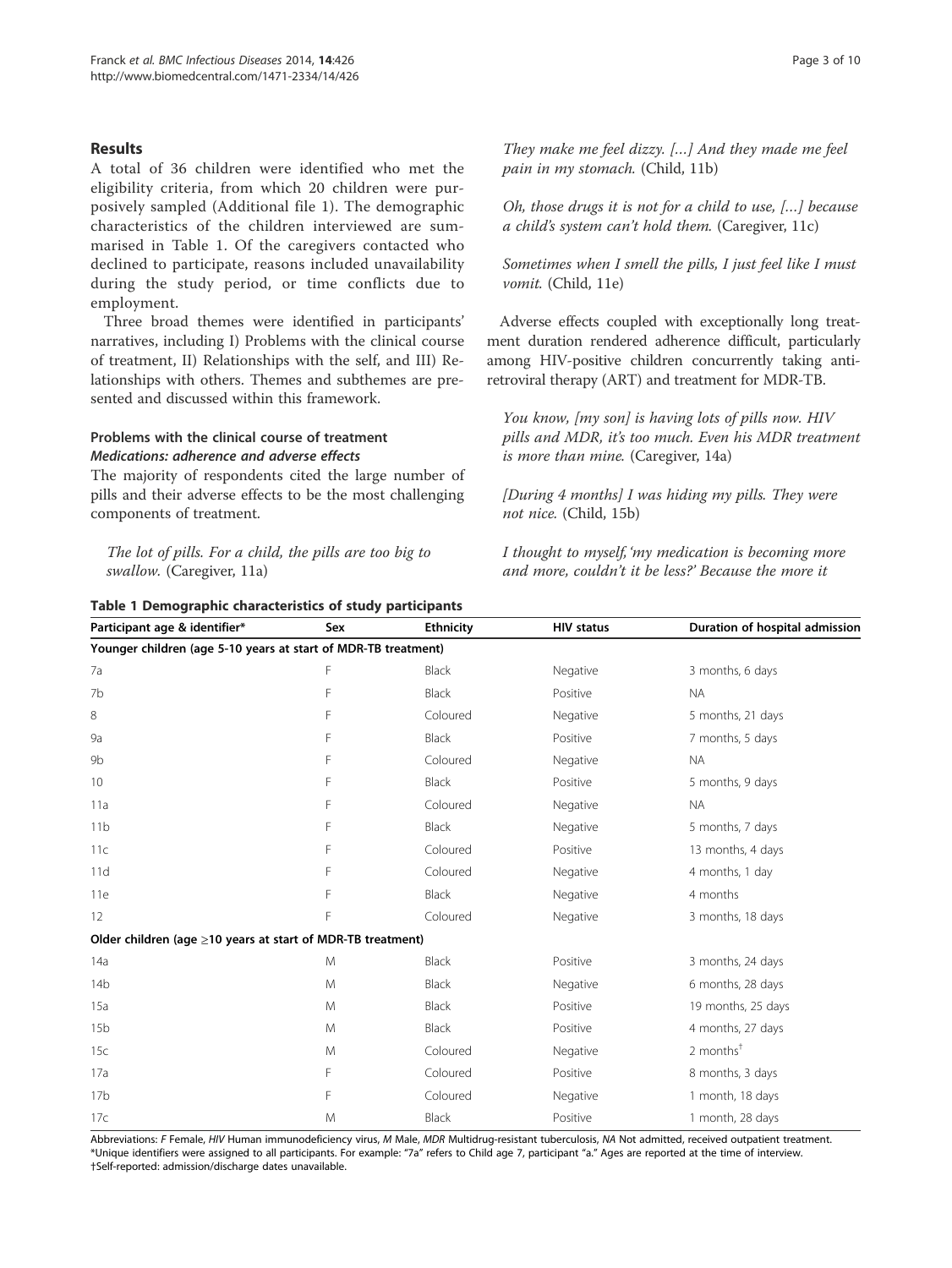## Results

A total of 36 children were identified who met the eligibility criteria, from which 20 children were purposively sampled (Additional file 1). The demographic characteristics of the children interviewed are summarised in Table 1. Of the caregivers contacted who declined to participate, reasons included unavailability during the study period, or time conflicts due to employment.

Three broad themes were identified in participants' narratives, including I) Problems with the clinical course of treatment, II) Relationships with the self, and III) Relationships with others. Themes and subthemes are presented and discussed within this framework.

### Problems with the clinical course of treatment

#### *Medications: adherence and adverse effects*

The majority of respondents cited the large number of pills and their adverse effects to be the most challenging components of treatment.

> *The lot of pills. For a child, the pills are too big to swallow.* (Caregiver, 11a)

> *They make me feel dizzy. [...] And they made me feel pain in my stomach.* (Child, 11b)

> *Oh, those drugs it is not for a child to use, [...] because a child's system can't hold them.* (Caregiver, 11c)

> *Sometimes when I smell the pills, I just feel like I must vomit.* (Child, 11e)

Adverse effects coupled with exceptionally long treatment duration rendered adherence difficult, particularly among HIV-positive children concurrently taking antiretroviral therapy (ART) and treatment for MDR-TB.

> *You know, [my son] is having lots of pills now. HIV pills and MDR, it's too much. Even his MDR treatment is more than mine.* (Caregiver, 14a)

> *[During 4 months] I was hiding my pills. They were not nice.* (Child, 15b)

> *I thought to myself, 'my medication is becoming more and more, couldn't it be less?' Because the more it*

**Table 1 Demographic characteristics of study participants**

| Participant age & identifier* | Sex | Ethnicity | HIV status | Duration of hospital admission |
|---|---|---|---|---|
| **Younger children (age 5-10 years at start of MDR-TB treatment)** | | | | |
| 7a | F | Black | Negative | 3 months, 6 days |
| 7b | F | Black | Positive | NA |
| 8 | F | Coloured | Negative | 5 months, 21 days |
| 9a | F | Black | Positive | 7 months, 5 days |
| 9b | F | Coloured | Negative | NA |
| 10 | F | Black | Positive | 5 months, 9 days |
| 11a | F | Coloured | Negative | NA |
| 11b | F | Black | Negative | 5 months, 7 days |
| 11c | F | Coloured | Positive | 13 months, 4 days |
| 11d | F | Coloured | Negative | 4 months, 1 day |
| 11e | F | Black | Negative | 4 months |
| 12 | F | Coloured | Negative | 3 months, 18 days |
| **Older children (age ≥10 years at start of MDR-TB treatment)** | | | | |
| 14a | M | Black | Positive | 3 months, 24 days |
| 14b | M | Black | Negative | 6 months, 28 days |
| 15a | M | Black | Positive | 19 months, 25 days |
| 15b | M | Black | Positive | 4 months, 27 days |
| 15c | M | Coloured | Negative | 2 months† |
| 17a | F | Coloured | Positive | 8 months, 3 days |
| 17b | F | Coloured | Negative | 1 month, 18 days |
| 17c | M | Black | Positive | 1 month, 28 days |

Abbreviations: *F* Female, *HIV* Human immunodeficiency virus, *M* Male, *MDR* Multidrug-resistant tuberculosis, *NA* Not admitted, received outpatient treatment.
*Unique identifiers were assigned to all participants. For example: "7a" refers to Child age 7, participant "a." Ages are reported at the time of interview.
†Self-reported: admission/discharge dates unavailable.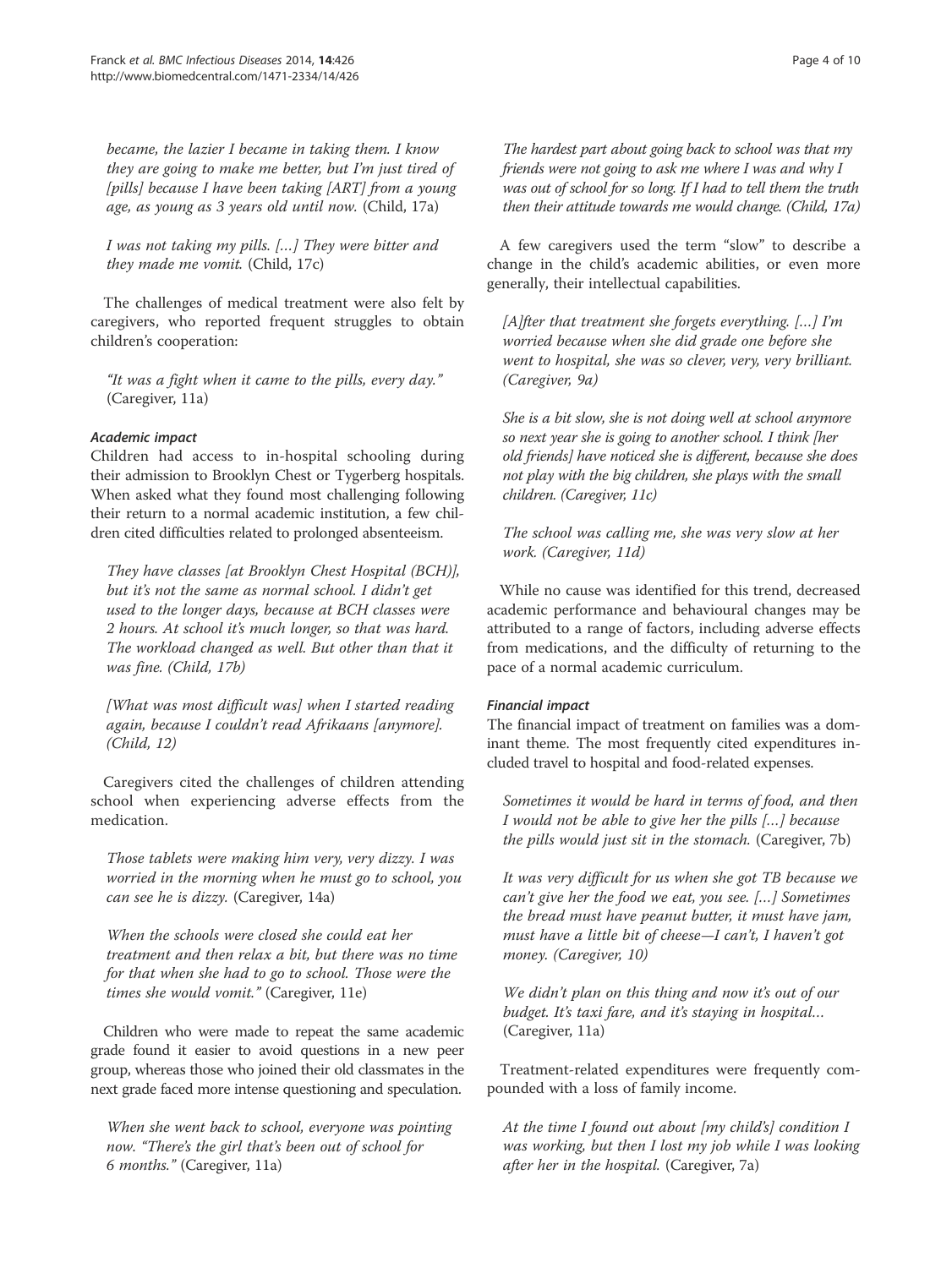*became, the lazier I became in taking them. I know they are going to make me better, but I'm just tired of [pills] because I have been taking [ART] from a young age, as young as 3 years old until now.* (Child, 17a)

*I was not taking my pills. […] They were bitter and they made me vomit.* (Child, 17c)

The challenges of medical treatment were also felt by caregivers, who reported frequent struggles to obtain children's cooperation:

*"It was a fight when it came to the pills, every day."* (Caregiver, 11a)

#### Academic impact

Children had access to in-hospital schooling during their admission to Brooklyn Chest or Tygerberg hospitals. When asked what they found most challenging following their return to a normal academic institution, a few children cited difficulties related to prolonged absenteeism.

*They have classes [at Brooklyn Chest Hospital (BCH)], but it's not the same as normal school. I didn't get used to the longer days, because at BCH classes were 2 hours. At school it's much longer, so that was hard. The workload changed as well. But other than that it was fine. (Child, 17b)*

*[What was most difficult was] when I started reading again, because I couldn't read Afrikaans [anymore]. (Child, 12)*

Caregivers cited the challenges of children attending school when experiencing adverse effects from the medication.

*Those tablets were making him very, very dizzy. I was worried in the morning when he must go to school, you can see he is dizzy.* (Caregiver, 14a)

*When the schools were closed she could eat her treatment and then relax a bit, but there was no time for that when she had to go to school. Those were the times she would vomit."* (Caregiver, 11e)

Children who were made to repeat the same academic grade found it easier to avoid questions in a new peer group, whereas those who joined their old classmates in the next grade faced more intense questioning and speculation.

*When she went back to school, everyone was pointing now. "There's the girl that's been out of school for 6 months."* (Caregiver, 11a)

*The hardest part about going back to school was that my friends were not going to ask me where I was and why I was out of school for so long. If I had to tell them the truth then their attitude towards me would change. (Child, 17a)*

A few caregivers used the term "slow" to describe a change in the child's academic abilities, or even more generally, their intellectual capabilities.

*[A]fter that treatment she forgets everything. […] I'm worried because when she did grade one before she went to hospital, she was so clever, very, very brilliant. (Caregiver, 9a)*

*She is a bit slow, she is not doing well at school anymore so next year she is going to another school. I think [her old friends] have noticed she is different, because she does not play with the big children, she plays with the small children. (Caregiver, 11c)*

*The school was calling me, she was very slow at her work. (Caregiver, 11d)*

While no cause was identified for this trend, decreased academic performance and behavioural changes may be attributed to a range of factors, including adverse effects from medications, and the difficulty of returning to the pace of a normal academic curriculum.

#### Financial impact

The financial impact of treatment on families was a dominant theme. The most frequently cited expenditures included travel to hospital and food-related expenses.

*Sometimes it would be hard in terms of food, and then I would not be able to give her the pills […] because the pills would just sit in the stomach.* (Caregiver, 7b)

*It was very difficult for us when she got TB because we can't give her the food we eat, you see. […] Sometimes the bread must have peanut butter, it must have jam, must have a little bit of cheese—I can't, I haven't got money. (Caregiver, 10)*

*We didn't plan on this thing and now it's out of our budget. It's taxi fare, and it's staying in hospital…* (Caregiver, 11a)

Treatment-related expenditures were frequently compounded with a loss of family income.

*At the time I found out about [my child's] condition I was working, but then I lost my job while I was looking after her in the hospital.* (Caregiver, 7a)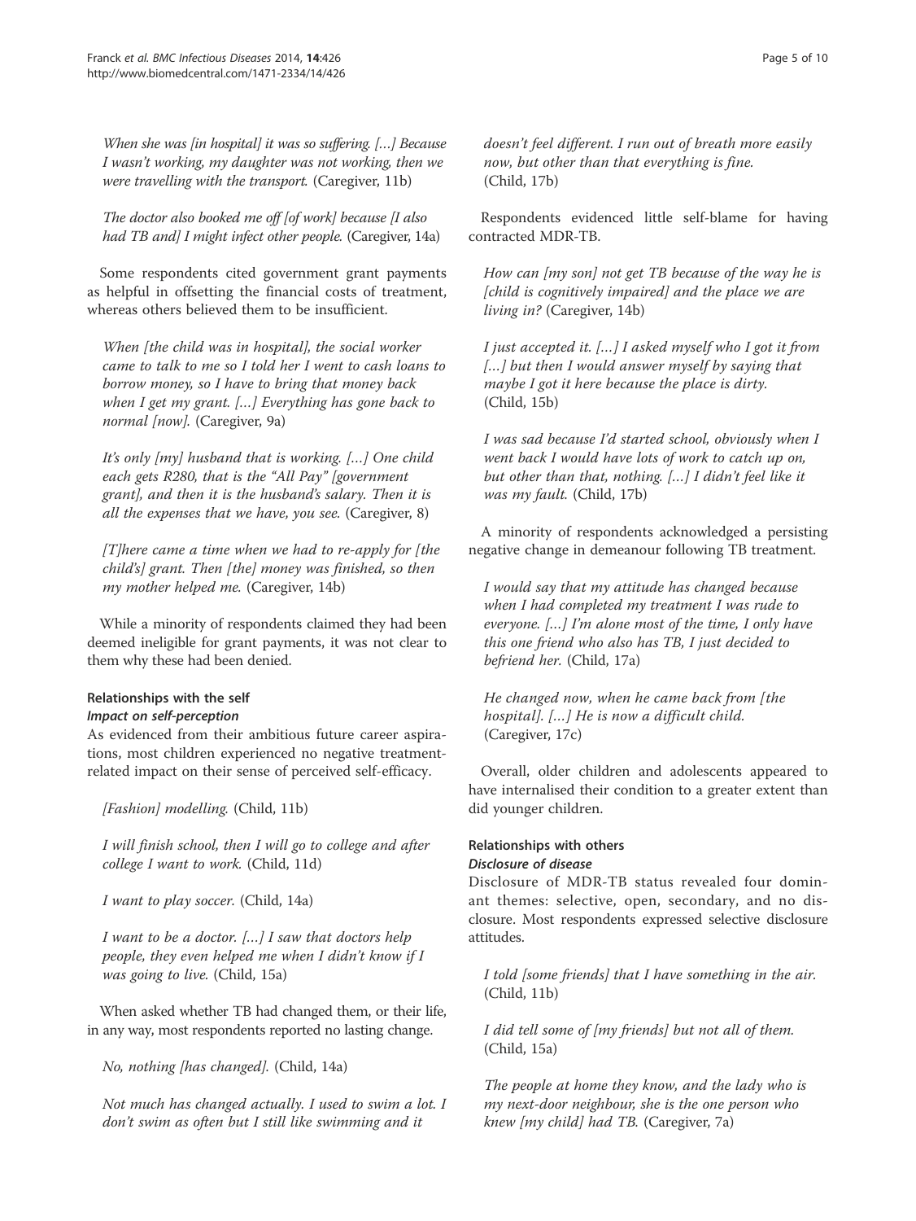*When she was [in hospital] it was so suffering. […] Because I wasn't working, my daughter was not working, then we were travelling with the transport.* (Caregiver, 11b)

*The doctor also booked me off [of work] because [I also had TB and] I might infect other people.* (Caregiver, 14a)

Some respondents cited government grant payments as helpful in offsetting the financial costs of treatment, whereas others believed them to be insufficient.

*When [the child was in hospital], the social worker came to talk to me so I told her I went to cash loans to borrow money, so I have to bring that money back when I get my grant. […] Everything has gone back to normal [now].* (Caregiver, 9a)

*It's only [my] husband that is working. […] One child each gets R280, that is the "All Pay" [government grant], and then it is the husband's salary. Then it is all the expenses that we have, you see.* (Caregiver, 8)

*[T]here came a time when we had to re-apply for [the child's] grant. Then [the] money was finished, so then my mother helped me.* (Caregiver, 14b)

While a minority of respondents claimed they had been deemed ineligible for grant payments, it was not clear to them why these had been denied.

### Relationships with the self

#### *Impact on self-perception*

As evidenced from their ambitious future career aspirations, most children experienced no negative treatment-related impact on their sense of perceived self-efficacy.

*[Fashion] modelling.* (Child, 11b)

*I will finish school, then I will go to college and after college I want to work.* (Child, 11d)

*I want to play soccer.* (Child, 14a)

*I want to be a doctor. […] I saw that doctors help people, they even helped me when I didn't know if I was going to live.* (Child, 15a)

When asked whether TB had changed them, or their life, in any way, most respondents reported no lasting change.

*No, nothing [has changed].* (Child, 14a)

*Not much has changed actually. I used to swim a lot. I don't swim as often but I still like swimming and it doesn't feel different. I run out of breath more easily now, but other than that everything is fine.* (Child, 17b)

Respondents evidenced little self-blame for having contracted MDR-TB.

*How can [my son] not get TB because of the way he is [child is cognitively impaired] and the place we are living in?* (Caregiver, 14b)

*I just accepted it. […] I asked myself who I got it from […] but then I would answer myself by saying that maybe I got it here because the place is dirty.* (Child, 15b)

*I was sad because I'd started school, obviously when I went back I would have lots of work to catch up on, but other than that, nothing. […] I didn't feel like it was my fault.* (Child, 17b)

A minority of respondents acknowledged a persisting negative change in demeanour following TB treatment.

*I would say that my attitude has changed because when I had completed my treatment I was rude to everyone. […] I'm alone most of the time, I only have this one friend who also has TB, I just decided to befriend her.* (Child, 17a)

*He changed now, when he came back from [the hospital]. […] He is now a difficult child.* (Caregiver, 17c)

Overall, older children and adolescents appeared to have internalised their condition to a greater extent than did younger children.

### Relationships with others

#### *Disclosure of disease*

Disclosure of MDR-TB status revealed four dominant themes: selective, open, secondary, and no disclosure. Most respondents expressed selective disclosure attitudes.

*I told [some friends] that I have something in the air.* (Child, 11b)

*I did tell some of [my friends] but not all of them.* (Child, 15a)

*The people at home they know, and the lady who is my next-door neighbour, she is the one person who knew [my child] had TB.* (Caregiver, 7a)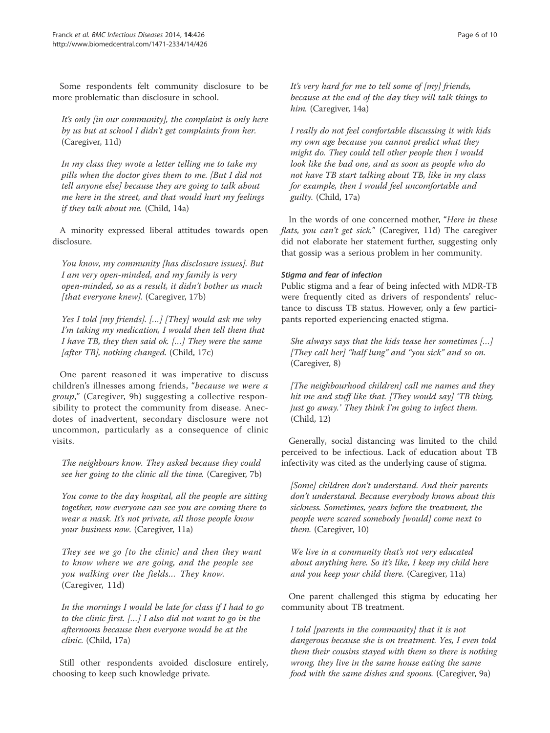Some respondents felt community disclosure to be more problematic than disclosure in school.

> *It's only [in our community], the complaint is only here by us but at school I didn't get complaints from her.* (Caregiver, 11d)

> *In my class they wrote a letter telling me to take my pills when the doctor gives them to me. [But I did not tell anyone else] because they are going to talk about me here in the street, and that would hurt my feelings if they talk about me.* (Child, 14a)

A minority expressed liberal attitudes towards open disclosure.

> *You know, my community [has disclosure issues]. But I am very open-minded, and my family is very open-minded, so as a result, it didn't bother us much [that everyone knew].* (Caregiver, 17b)

> *Yes I told [my friends]. [...] [They] would ask me why I'm taking my medication, I would then tell them that I have TB, they then said ok. [...] They were the same [after TB], nothing changed.* (Child, 17c)

One parent reasoned it was imperative to discuss children's illnesses among friends, "*because we were a group*," (Caregiver, 9b) suggesting a collective responsibility to protect the community from disease. Anecdotes of inadvertent, secondary disclosure were not uncommon, particularly as a consequence of clinic visits.

> *The neighbours know. They asked because they could see her going to the clinic all the time.* (Caregiver, 7b)

> *You come to the day hospital, all the people are sitting together, now everyone can see you are coming there to wear a mask. It's not private, all those people know your business now.* (Caregiver, 11a)

> *They see we go [to the clinic] and then they want to know where we are going, and the people see you walking over the fields... They know.* (Caregiver, 11d)

> *In the mornings I would be late for class if I had to go to the clinic first. [...] I also did not want to go in the afternoons because then everyone would be at the clinic.* (Child, 17a)

Still other respondents avoided disclosure entirely, choosing to keep such knowledge private.

> *It's very hard for me to tell some of [my] friends, because at the end of the day they will talk things to him.* (Caregiver, 14a)

> *I really do not feel comfortable discussing it with kids my own age because you cannot predict what they might do. They could tell other people then I would look like the bad one, and as soon as people who do not have TB start talking about TB, like in my class for example, then I would feel uncomfortable and guilty.* (Child, 17a)

In the words of one concerned mother, "*Here in these flats, you can't get sick.*" (Caregiver, 11d) The caregiver did not elaborate her statement further, suggesting only that gossip was a serious problem in her community.

#### *Stigma and fear of infection*

Public stigma and a fear of being infected with MDR-TB were frequently cited as drivers of respondents' reluctance to discuss TB status. However, only a few participants reported experiencing enacted stigma.

> *She always says that the kids tease her sometimes [...] [They call her] "half lung" and "you sick" and so on.* (Caregiver, 8)

> *[The neighbourhood children] call me names and they hit me and stuff like that. [They would say] 'TB thing, just go away.' They think I'm going to infect them.* (Child, 12)

Generally, social distancing was limited to the child perceived to be infectious. Lack of education about TB infectivity was cited as the underlying cause of stigma.

> *[Some] children don't understand. And their parents don't understand. Because everybody knows about this sickness. Sometimes, years before the treatment, the people were scared somebody [would] come next to them.* (Caregiver, 10)

> *We live in a community that's not very educated about anything here. So it's like, I keep my child here and you keep your child there.* (Caregiver, 11a)

One parent challenged this stigma by educating her community about TB treatment.

> *I told [parents in the community] that it is not dangerous because she is on treatment. Yes, I even told them their cousins stayed with them so there is nothing wrong, they live in the same house eating the same food with the same dishes and spoons.* (Caregiver, 9a)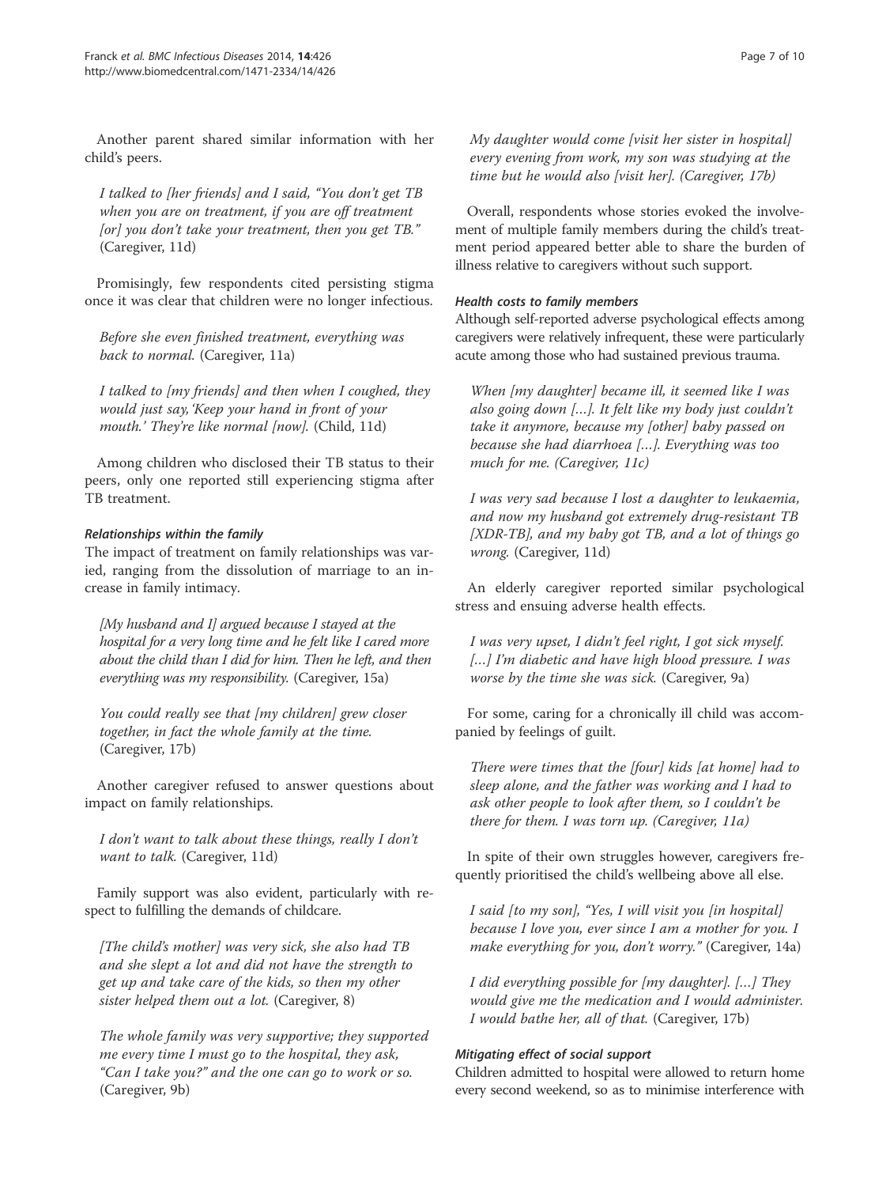Another parent shared similar information with her child's peers.

> *I talked to [her friends] and I said, "You don't get TB when you are on treatment, if you are off treatment [or] you don't take your treatment, then you get TB."* (Caregiver, 11d)

Promisingly, few respondents cited persisting stigma once it was clear that children were no longer infectious.

> *Before she even finished treatment, everything was back to normal.* (Caregiver, 11a)

> *I talked to [my friends] and then when I coughed, they would just say, 'Keep your hand in front of your mouth.' They're like normal [now].* (Child, 11d)

Among children who disclosed their TB status to their peers, only one reported still experiencing stigma after TB treatment.

#### *Relationships within the family*

The impact of treatment on family relationships was varied, ranging from the dissolution of marriage to an increase in family intimacy.

> *[My husband and I] argued because I stayed at the hospital for a very long time and he felt like I cared more about the child than I did for him. Then he left, and then everything was my responsibility.* (Caregiver, 15a)

> *You could really see that [my children] grew closer together, in fact the whole family at the time.* (Caregiver, 17b)

Another caregiver refused to answer questions about impact on family relationships.

> *I don't want to talk about these things, really I don't want to talk.* (Caregiver, 11d)

Family support was also evident, particularly with respect to fulfilling the demands of childcare.

> *[The child's mother] was very sick, she also had TB and she slept a lot and did not have the strength to get up and take care of the kids, so then my other sister helped them out a lot.* (Caregiver, 8)

> *The whole family was very supportive; they supported me every time I must go to the hospital, they ask, "Can I take you?" and the one can go to work or so.* (Caregiver, 9b)

> *My daughter would come [visit her sister in hospital] every evening from work, my son was studying at the time but he would also [visit her]. (Caregiver, 17b)*

Overall, respondents whose stories evoked the involvement of multiple family members during the child's treatment period appeared better able to share the burden of illness relative to caregivers without such support.

#### *Health costs to family members*

Although self-reported adverse psychological effects among caregivers were relatively infrequent, these were particularly acute among those who had sustained previous trauma.

> *When [my daughter] became ill, it seemed like I was also going down […]. It felt like my body just couldn't take it anymore, because my [other] baby passed on because she had diarrhoea […]. Everything was too much for me. (Caregiver, 11c)*

> *I was very sad because I lost a daughter to leukaemia, and now my husband got extremely drug-resistant TB [XDR-TB], and my baby got TB, and a lot of things go wrong.* (Caregiver, 11d)

An elderly caregiver reported similar psychological stress and ensuing adverse health effects.

> *I was very upset, I didn't feel right, I got sick myself. […] I'm diabetic and have high blood pressure. I was worse by the time she was sick.* (Caregiver, 9a)

For some, caring for a chronically ill child was accompanied by feelings of guilt.

> *There were times that the [four] kids [at home] had to sleep alone, and the father was working and I had to ask other people to look after them, so I couldn't be there for them. I was torn up. (Caregiver, 11a)*

In spite of their own struggles however, caregivers frequently prioritised the child's wellbeing above all else.

> *I said [to my son], "Yes, I will visit you [in hospital] because I love you, ever since I am a mother for you. I make everything for you, don't worry."* (Caregiver, 14a)

> *I did everything possible for [my daughter]. […] They would give me the medication and I would administer. I would bathe her, all of that.* (Caregiver, 17b)

#### *Mitigating effect of social support*

Children admitted to hospital were allowed to return home every second weekend, so as to minimise interference with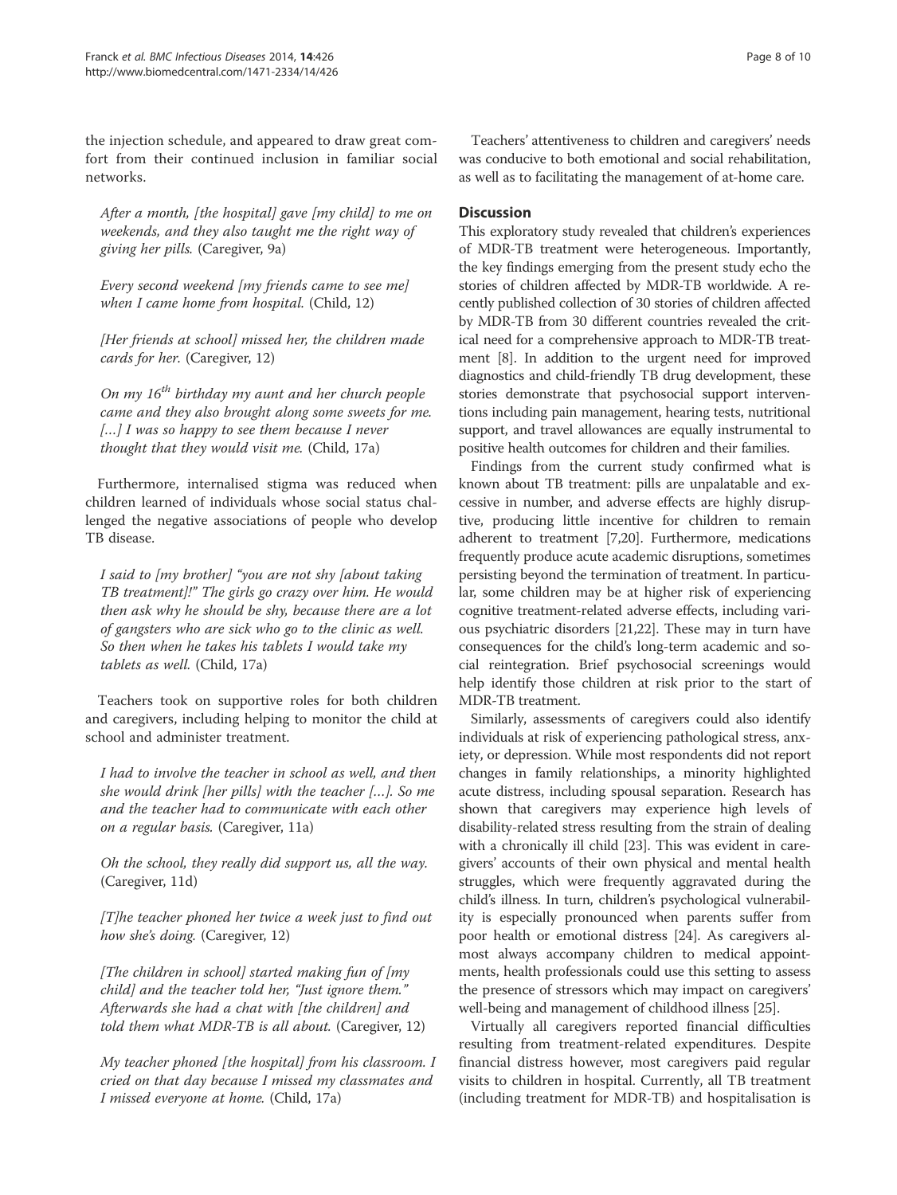the injection schedule, and appeared to draw great comfort from their continued inclusion in familiar social networks.

> *After a month, [the hospital] gave [my child] to me on weekends, and they also taught me the right way of giving her pills.* (Caregiver, 9a)

> *Every second weekend [my friends came to see me] when I came home from hospital.* (Child, 12)

> *[Her friends at school] missed her, the children made cards for her.* (Caregiver, 12)

> *On my 16th birthday my aunt and her church people came and they also brought along some sweets for me. [...] I was so happy to see them because I never thought that they would visit me.* (Child, 17a)

Furthermore, internalised stigma was reduced when children learned of individuals whose social status challenged the negative associations of people who develop TB disease.

> *I said to [my brother] "you are not shy [about taking TB treatment]!" The girls go crazy over him. He would then ask why he should be shy, because there are a lot of gangsters who are sick who go to the clinic as well. So then when he takes his tablets I would take my tablets as well.* (Child, 17a)

Teachers took on supportive roles for both children and caregivers, including helping to monitor the child at school and administer treatment.

> *I had to involve the teacher in school as well, and then she would drink [her pills] with the teacher [...]. So me and the teacher had to communicate with each other on a regular basis.* (Caregiver, 11a)

> *Oh the school, they really did support us, all the way.* (Caregiver, 11d)

> *[T]he teacher phoned her twice a week just to find out how she's doing.* (Caregiver, 12)

> *[The children in school] started making fun of [my child] and the teacher told her, "Just ignore them." Afterwards she had a chat with [the children] and told them what MDR-TB is all about.* (Caregiver, 12)

> *My teacher phoned [the hospital] from his classroom. I cried on that day because I missed my classmates and I missed everyone at home.* (Child, 17a)

Teachers' attentiveness to children and caregivers' needs was conducive to both emotional and social rehabilitation, as well as to facilitating the management of at-home care.

## Discussion

This exploratory study revealed that children's experiences of MDR-TB treatment were heterogeneous. Importantly, the key findings emerging from the present study echo the stories of children affected by MDR-TB worldwide. A recently published collection of 30 stories of children affected by MDR-TB from 30 different countries revealed the critical need for a comprehensive approach to MDR-TB treatment [8]. In addition to the urgent need for improved diagnostics and child-friendly TB drug development, these stories demonstrate that psychosocial support interventions including pain management, hearing tests, nutritional support, and travel allowances are equally instrumental to positive health outcomes for children and their families.

Findings from the current study confirmed what is known about TB treatment: pills are unpalatable and excessive in number, and adverse effects are highly disruptive, producing little incentive for children to remain adherent to treatment [7,20]. Furthermore, medications frequently produce acute academic disruptions, sometimes persisting beyond the termination of treatment. In particular, some children may be at higher risk of experiencing cognitive treatment-related adverse effects, including various psychiatric disorders [21,22]. These may in turn have consequences for the child's long-term academic and social reintegration. Brief psychosocial screenings would help identify those children at risk prior to the start of MDR-TB treatment.

Similarly, assessments of caregivers could also identify individuals at risk of experiencing pathological stress, anxiety, or depression. While most respondents did not report changes in family relationships, a minority highlighted acute distress, including spousal separation. Research has shown that caregivers may experience high levels of disability-related stress resulting from the strain of dealing with a chronically ill child [23]. This was evident in caregivers' accounts of their own physical and mental health struggles, which were frequently aggravated during the child's illness. In turn, children's psychological vulnerability is especially pronounced when parents suffer from poor health or emotional distress [24]. As caregivers almost always accompany children to medical appointments, health professionals could use this setting to assess the presence of stressors which may impact on caregivers' well-being and management of childhood illness [25].

Virtually all caregivers reported financial difficulties resulting from treatment-related expenditures. Despite financial distress however, most caregivers paid regular visits to children in hospital. Currently, all TB treatment (including treatment for MDR-TB) and hospitalisation is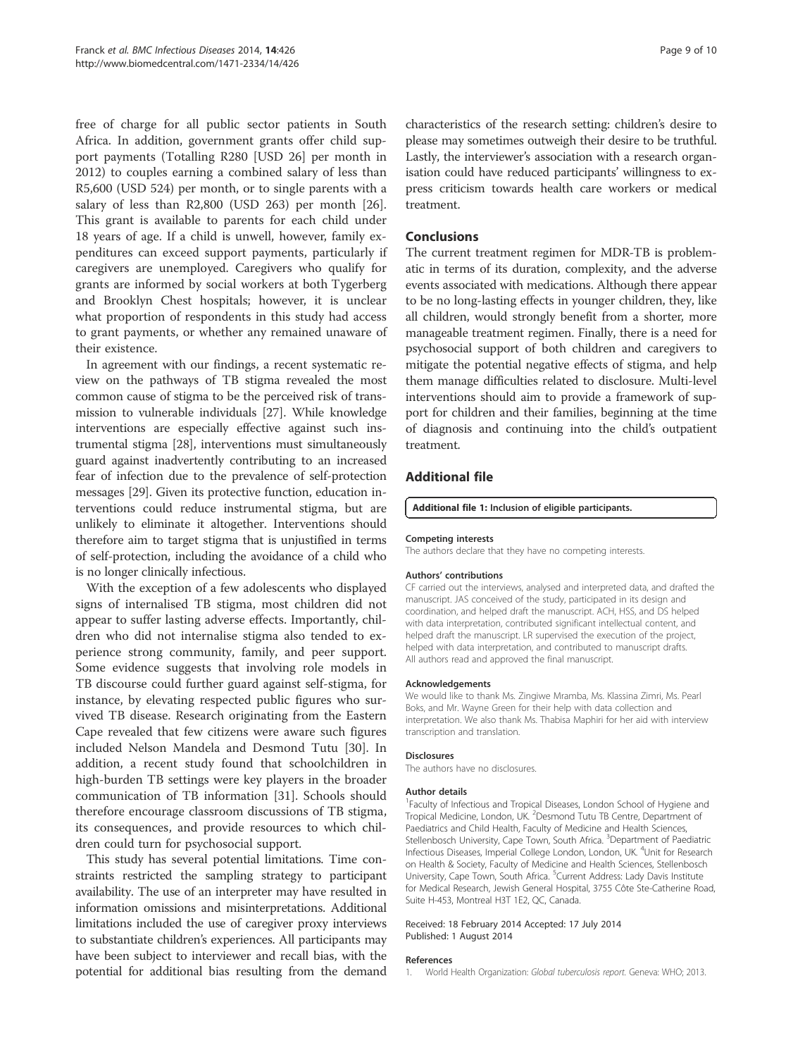free of charge for all public sector patients in South Africa. In addition, government grants offer child support payments (Totalling R280 [USD 26] per month in 2012) to couples earning a combined salary of less than R5,600 (USD 524) per month, or to single parents with a salary of less than R2,800 (USD 263) per month [26]. This grant is available to parents for each child under 18 years of age. If a child is unwell, however, family expenditures can exceed support payments, particularly if caregivers are unemployed. Caregivers who qualify for grants are informed by social workers at both Tygerberg and Brooklyn Chest hospitals; however, it is unclear what proportion of respondents in this study had access to grant payments, or whether any remained unaware of their existence.

In agreement with our findings, a recent systematic review on the pathways of TB stigma revealed the most common cause of stigma to be the perceived risk of transmission to vulnerable individuals [27]. While knowledge interventions are especially effective against such instrumental stigma [28], interventions must simultaneously guard against inadvertently contributing to an increased fear of infection due to the prevalence of self-protection messages [29]. Given its protective function, education interventions could reduce instrumental stigma, but are unlikely to eliminate it altogether. Interventions should therefore aim to target stigma that is unjustified in terms of self-protection, including the avoidance of a child who is no longer clinically infectious.

With the exception of a few adolescents who displayed signs of internalised TB stigma, most children did not appear to suffer lasting adverse effects. Importantly, children who did not internalise stigma also tended to experience strong community, family, and peer support. Some evidence suggests that involving role models in TB discourse could further guard against self-stigma, for instance, by elevating respected public figures who survived TB disease. Research originating from the Eastern Cape revealed that few citizens were aware such figures included Nelson Mandela and Desmond Tutu [30]. In addition, a recent study found that schoolchildren in high-burden TB settings were key players in the broader communication of TB information [31]. Schools should therefore encourage classroom discussions of TB stigma, its consequences, and provide resources to which children could turn for psychosocial support.

This study has several potential limitations. Time constraints restricted the sampling strategy to participant availability. The use of an interpreter may have resulted in information omissions and misinterpretations. Additional limitations included the use of caregiver proxy interviews to substantiate children's experiences. All participants may have been subject to interviewer and recall bias, with the potential for additional bias resulting from the demand characteristics of the research setting: children's desire to please may sometimes outweigh their desire to be truthful. Lastly, the interviewer's association with a research organisation could have reduced participants' willingness to express criticism towards health care workers or medical treatment.

## Conclusions

The current treatment regimen for MDR-TB is problematic in terms of its duration, complexity, and the adverse events associated with medications. Although there appear to be no long-lasting effects in younger children, they, like all children, would strongly benefit from a shorter, more manageable treatment regimen. Finally, there is a need for psychosocial support of both children and caregivers to mitigate the potential negative effects of stigma, and help them manage difficulties related to disclosure. Multi-level interventions should aim to provide a framework of support for children and their families, beginning at the time of diagnosis and continuing into the child's outpatient treatment.

## Additional file

**Additional file 1:** Inclusion of eligible participants.

#### Competing interests

The authors declare that they have no competing interests.

#### Authors' contributions

CF carried out the interviews, analysed and interpreted data, and drafted the manuscript. JAS conceived of the study, participated in its design and coordination, and helped draft the manuscript. ACH, HSS, and DS helped with data interpretation, contributed significant intellectual content, and helped draft the manuscript. LR supervised the execution of the project, helped with data interpretation, and contributed to manuscript drafts. All authors read and approved the final manuscript.

#### Acknowledgements

We would like to thank Ms. Zingiwe Mramba, Ms. Klassina Zimri, Ms. Pearl Boks, and Mr. Wayne Green for their help with data collection and interpretation. We also thank Ms. Thabisa Maphiri for her aid with interview transcription and translation.

#### Disclosures

The authors have no disclosures.

#### Author details

[1]Faculty of Infectious and Tropical Diseases, London School of Hygiene and Tropical Medicine, London, UK. [2]Desmond Tutu TB Centre, Department of Paediatrics and Child Health, Faculty of Medicine and Health Sciences, Stellenbosch University, Cape Town, South Africa. [3]Department of Paediatric Infectious Diseases, Imperial College London, London, UK. [4]Unit for Research on Health & Society, Faculty of Medicine and Health Sciences, Stellenbosch University, Cape Town, South Africa. [5]Current Address: Lady Davis Institute for Medical Research, Jewish General Hospital, 3755 Côte Ste-Catherine Road, Suite H-453, Montreal H3T 1E2, QC, Canada.

Received: 18 February 2014 Accepted: 17 July 2014
Published: 1 August 2014

#### References

1. World Health Organization: *Global tuberculosis report.* Geneva: WHO; 2013.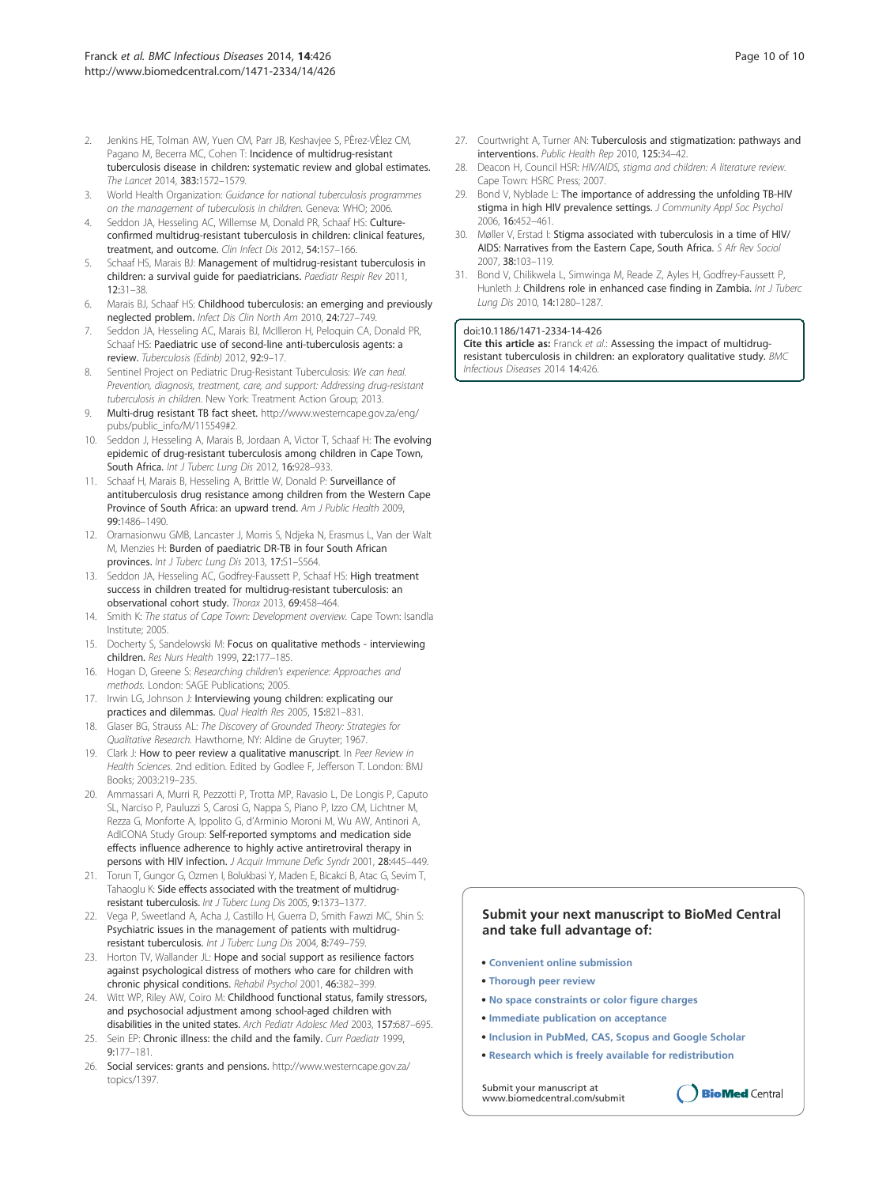2. Jenkins HE, Tolman AW, Yuen CM, Parr JB, Keshavjee S, PÈrez-VÈlez CM, Pagano M, Becerra MC, Cohen T: **Incidence of multidrug-resistant tuberculosis disease in children: systematic review and global estimates.** *The Lancet* 2014, **383:**1572–1579.
3. World Health Organization: *Guidance for national tuberculosis programmes on the management of tuberculosis in children.* Geneva: WHO; 2006.
4. Seddon JA, Hesseling AC, Willemse M, Donald PR, Schaaf HS: **Culture-confirmed multidrug-resistant tuberculosis in children: clinical features, treatment, and outcome.** *Clin Infect Dis* 2012, **54:**157–166.
5. Schaaf HS, Marais BJ: **Management of multidrug-resistant tuberculosis in children: a survival guide for paediatricians.** *Paediatr Respir Rev* 2011, **12:**31–38.
6. Marais BJ, Schaaf HS: **Childhood tuberculosis: an emerging and previously neglected problem.** *Infect Dis Clin North Am* 2010, **24:**727–749.
7. Seddon JA, Hesseling AC, Marais BJ, McIlleron H, Peloquin CA, Donald PR, Schaaf HS: **Paediatric use of second-line anti-tuberculosis agents: a review.** *Tuberculosis (Edinb)* 2012, **92:**9–17.
8. Sentinel Project on Pediatric Drug-Resistant Tuberculosis: *We can heal. Prevention, diagnosis, treatment, care, and support: Addressing drug-resistant tuberculosis in children.* New York: Treatment Action Group; 2013.
9. **Multi-drug resistant TB fact sheet.** http://www.westerncape.gov.za/eng/pubs/public_info/M/115549#2.
10. Seddon J, Hesseling A, Marais B, Jordaan A, Victor T, Schaaf H: **The evolving epidemic of drug-resistant tuberculosis among children in Cape Town, South Africa.** *Int J Tuberc Lung Dis* 2012, **16:**928–933.
11. Schaaf H, Marais B, Hesseling A, Brittle W, Donald P: **Surveillance of antituberculosis drug resistance among children from the Western Cape Province of South Africa: an upward trend.** *Am J Public Health* 2009, **99:**1486–1490.
12. Oramasionwu GMB, Lancaster J, Morris S, Ndjeka N, Erasmus L, Van der Walt M, Menzies H: **Burden of paediatric DR-TB in four South African provinces.** *Int J Tuberc Lung Dis* 2013, **17:**S1–S564.
13. Seddon JA, Hesseling AC, Godfrey-Faussett P, Schaaf HS: **High treatment success in children treated for multidrug-resistant tuberculosis: an observational cohort study.** *Thorax* 2013, **69:**458–464.
14. Smith K: *The status of Cape Town: Development overview.* Cape Town: Isandla Institute; 2005.
15. Docherty S, Sandelowski M: **Focus on qualitative methods - interviewing children.** *Res Nurs Health* 1999, **22:**177–185.
16. Hogan D, Greene S: *Researching children's experience: Approaches and methods.* London: SAGE Publications; 2005.
17. Irwin LG, Johnson J: **Interviewing young children: explicating our practices and dilemmas.** *Qual Health Res* 2005, **15:**821–831.
18. Glaser BG, Strauss AL: *The Discovery of Grounded Theory: Strategies for Qualitative Research.* Hawthorne, NY: Aldine de Gruyter; 1967.
19. Clark J: **How to peer review a qualitative manuscript**. In *Peer Review in Health Sciences.* 2nd edition. Edited by Godlee F, Jefferson T. London: BMJ Books; 2003:219–235.
20. Ammassari A, Murri R, Pezzotti P, Trotta MP, Ravasio L, De Longis P, Caputo SL, Narciso P, Pauluzzi S, Carosi G, Nappa S, Piano P, Izzo CM, Lichtner M, Rezza G, Monforte A, Ippolito G, d'Arminio Moroni M, Wu AW, Antinori A, AdICONA Study Group: **Self-reported symptoms and medication side effects influence adherence to highly active antiretroviral therapy in persons with HIV infection.** *J Acquir Immune Defic Syndr* 2001, **28:**445–449.
21. Torun T, Gungor G, Ozmen I, Bolukbasi Y, Maden E, Bicakci B, Atac G, Sevim T, Tahaoglu K: **Side effects associated with the treatment of multidrug-resistant tuberculosis.** *Int J Tuberc Lung Dis* 2005, **9:**1373–1377.
22. Vega P, Sweetland A, Acha J, Castillo H, Guerra D, Smith Fawzi MC, Shin S: **Psychiatric issues in the management of patients with multidrug-resistant tuberculosis.** *Int J Tuberc Lung Dis* 2004, **8:**749–759.
23. Horton TV, Wallander JL: **Hope and social support as resilience factors against psychological distress of mothers who care for children with chronic physical conditions.** *Rehabil Psychol* 2001, **46:**382–399.
24. Witt WP, Riley AW, Coiro M: **Childhood functional status, family stressors, and psychosocial adjustment among school-aged children with disabilities in the united states.** *Arch Pediatr Adolesc Med* 2003, 157:687–695.
25. Sein EP: **Chronic illness: the child and the family.** *Curr Paediatr* 1999, **9:**177–181.
26. Social services: grants and pensions. http://www.westerncape.gov.za/topics/1397.
27. Courtwright A, Turner AN: **Tuberculosis and stigmatization: pathways and interventions.** *Public Health Rep* 2010, **125:**34–42.
28. Deacon H, Council HSR: *HIV/AIDS, stigma and children: A literature review.* Cape Town: HSRC Press; 2007.
29. Bond V, Nyblade L: **The importance of addressing the unfolding TB-HIV stigma in high HIV prevalence settings.** *J Community Appl Soc Psychol* 2006, **16:**452–461.
30. Møller V, Erstad I: **Stigma associated with tuberculosis in a time of HIV/AIDS: Narratives from the Eastern Cape, South Africa.** *S Afr Rev Sociol* 2007, **38:**103–119.
31. Bond V, Chilikwela L, Simwinga M, Reade Z, Ayles H, Godfrey-Faussett P, Hunleth J: **Childrens role in enhanced case finding in Zambia.** *Int J Tuberc Lung Dis* 2010, **14:**1280–1287.

doi:10.1186/1471-2334-14-426

**Cite this article as:** Franck *et al.*: Assessing the impact of multidrug-resistant tuberculosis in children: an exploratory qualitative study. *BMC Infectious Diseases* 2014 **14**:426.

**Submit your next manuscript to BioMed Central and take full advantage of:**

- **Convenient online submission**
- **Thorough peer review**
- **No space constraints or color figure charges**
- **Immediate publication on acceptance**
- **Inclusion in PubMed, CAS, Scopus and Google Scholar**
- **Research which is freely available for redistribution**

Submit your manuscript at www.biomedcentral.com/submit

BioMed Central